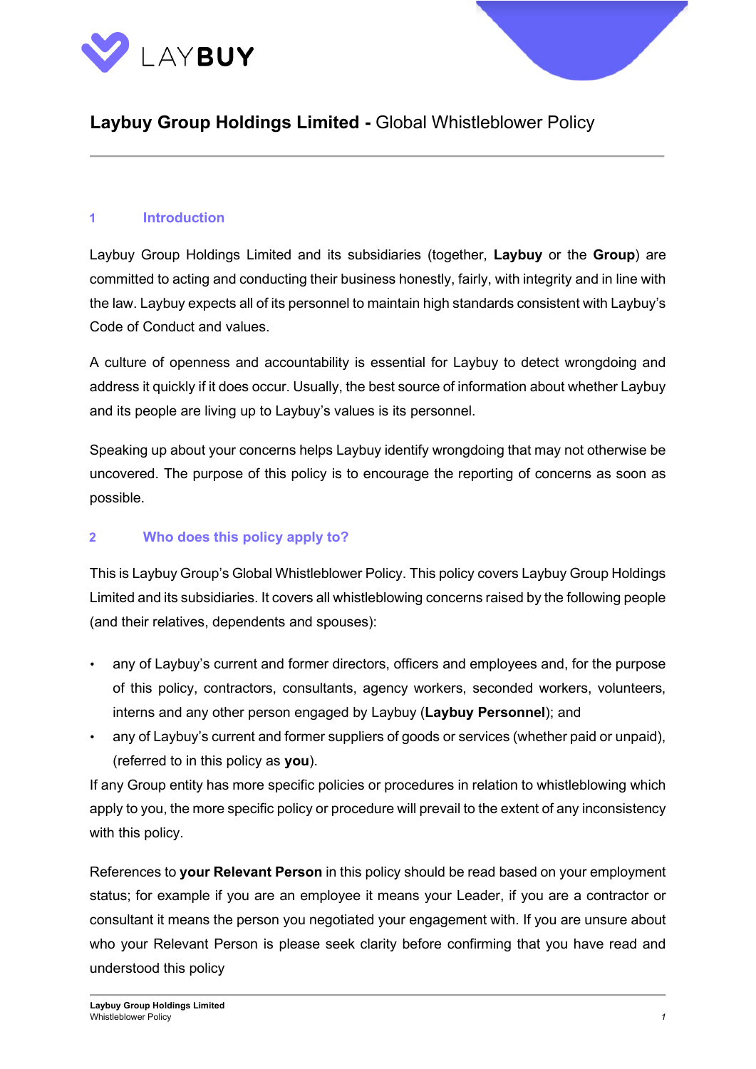# Laybuy Group Holdings Limited - Global Whistleblower Policy

## 1 Introduction

Laybuy Group Holdings Limited and its subsidiaries (together, **Laybuy** or the **Group**) are committed to acting and conducting their business honestly, fairly, with integrity and in line with the law. Laybuy expects all of its personnel to maintain high standards consistent with Laybuy's Code of Conduct and values.

A culture of openness and accountability is essential for Laybuy to detect wrongdoing and address it quickly if it does occur. Usually, the best source of information about whether Laybuy and its people are living up to Laybuy's values is its personnel.

Speaking up about your concerns helps Laybuy identify wrongdoing that may not otherwise be uncovered. The purpose of this policy is to encourage the reporting of concerns as soon as possible.

## 2 Who does this policy apply to?

This is Laybuy Group's Global Whistleblower Policy. This policy covers Laybuy Group Holdings Limited and its subsidiaries. It covers all whistleblowing concerns raised by the following people (and their relatives, dependents and spouses):

- any of Laybuy's current and former directors, officers and employees and, for the purpose of this policy, contractors, consultants, agency workers, seconded workers, volunteers, interns and any other person engaged by Laybuy (**Laybuy Personnel**); and
- any of Laybuy's current and former suppliers of goods or services (whether paid or unpaid), (referred to in this policy as **you**).

If any Group entity has more specific policies or procedures in relation to whistleblowing which apply to you, the more specific policy or procedure will prevail to the extent of any inconsistency with this policy.

References to **your Relevant Person** in this policy should be read based on your employment status; for example if you are an employee it means your Leader, if you are a contractor or consultant it means the person you negotiated your engagement with. If you are unsure about who your Relevant Person is please seek clarity before confirming that you have read and understood this policy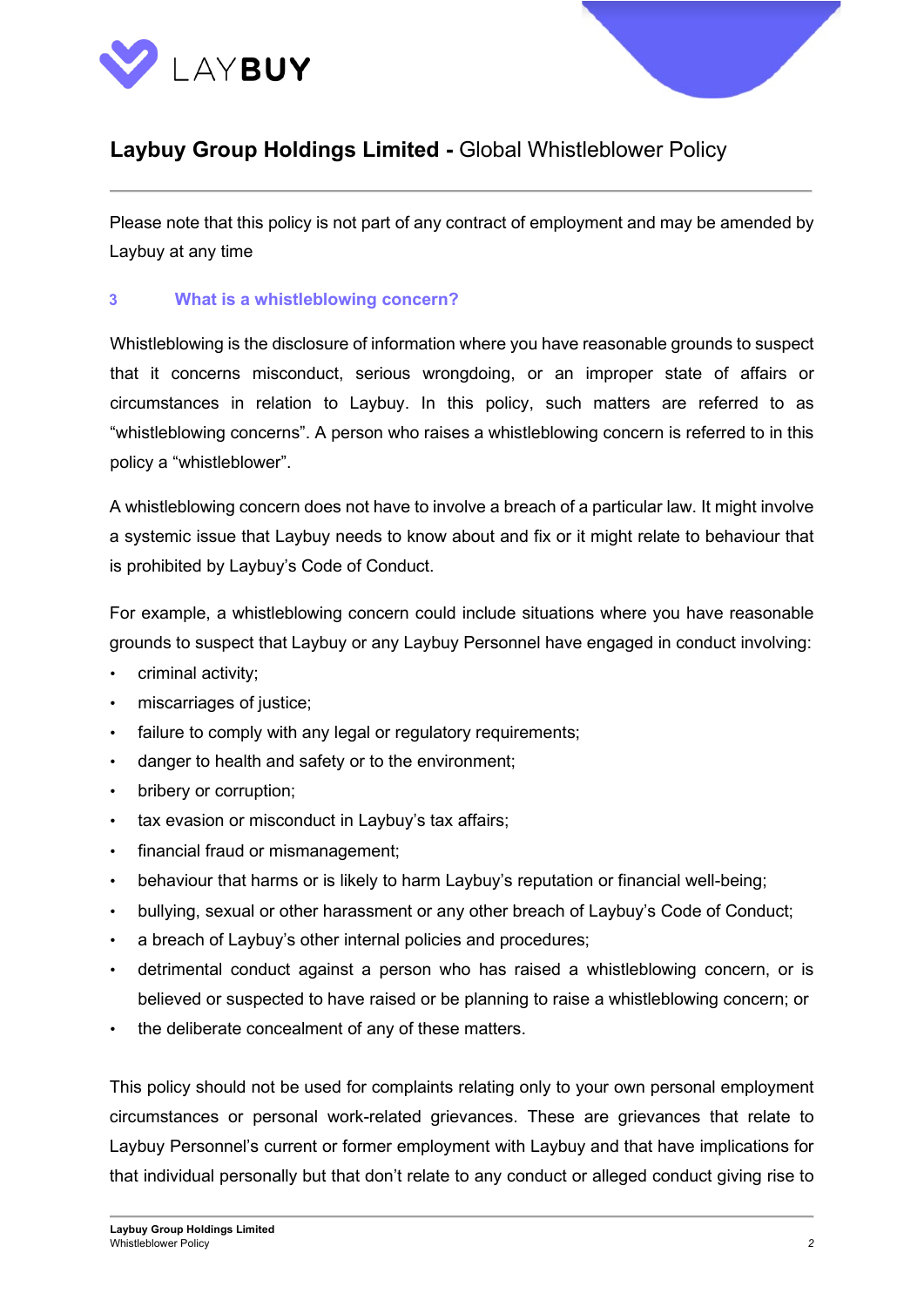## Laybuy Group Holdings Limited - Global Whistleblower Policy

Please note that this policy is not part of any contract of employment and may be amended by Laybuy at any time

### 3 What is a whistleblowing concern?

Whistleblowing is the disclosure of information where you have reasonable grounds to suspect that it concerns misconduct, serious wrongdoing, or an improper state of affairs or circumstances in relation to Laybuy. In this policy, such matters are referred to as "whistleblowing concerns". A person who raises a whistleblowing concern is referred to in this policy a "whistleblower".

A whistleblowing concern does not have to involve a breach of a particular law. It might involve a systemic issue that Laybuy needs to know about and fix or it might relate to behaviour that is prohibited by Laybuy's Code of Conduct.

For example, a whistleblowing concern could include situations where you have reasonable grounds to suspect that Laybuy or any Laybuy Personnel have engaged in conduct involving:

- criminal activity;
- miscarriages of justice;
- failure to comply with any legal or regulatory requirements;
- danger to health and safety or to the environment;
- bribery or corruption;
- tax evasion or misconduct in Laybuy's tax affairs;
- financial fraud or mismanagement;
- behaviour that harms or is likely to harm Laybuy's reputation or financial well-being;
- bullying, sexual or other harassment or any other breach of Laybuy's Code of Conduct;
- a breach of Laybuy's other internal policies and procedures;
- detrimental conduct against a person who has raised a whistleblowing concern, or is believed or suspected to have raised or be planning to raise a whistleblowing concern; or
- the deliberate concealment of any of these matters.

This policy should not be used for complaints relating only to your own personal employment circumstances or personal work-related grievances. These are grievances that relate to Laybuy Personnel's current or former employment with Laybuy and that have implications for that individual personally but that don't relate to any conduct or alleged conduct giving rise to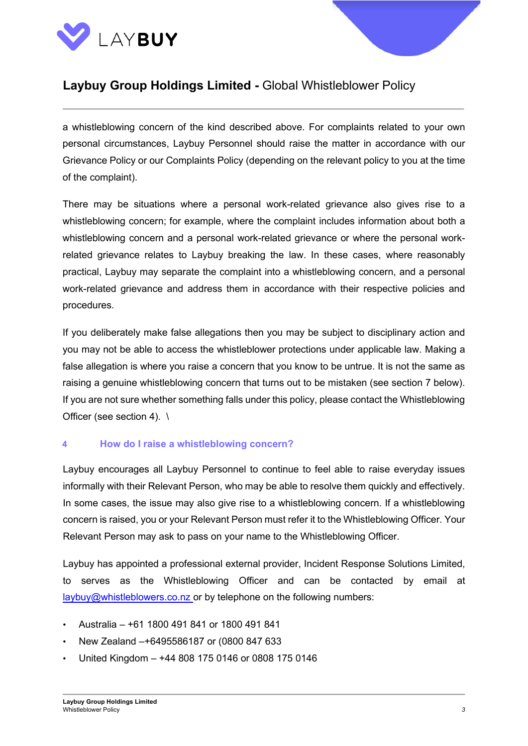a whistleblowing concern of the kind described above. For complaints related to your own personal circumstances, Laybuy Personnel should raise the matter in accordance with our Grievance Policy or our Complaints Policy (depending on the relevant policy to you at the time of the complaint).

There may be situations where a personal work-related grievance also gives rise to a whistleblowing concern; for example, where the complaint includes information about both a whistleblowing concern and a personal work-related grievance or where the personal work-related grievance relates to Laybuy breaking the law. In these cases, where reasonably practical, Laybuy may separate the complaint into a whistleblowing concern, and a personal work-related grievance and address them in accordance with their respective policies and procedures.

If you deliberately make false allegations then you may be subject to disciplinary action and you may not be able to access the whistleblower protections under applicable law. Making a false allegation is where you raise a concern that you know to be untrue. It is not the same as raising a genuine whistleblowing concern that turns out to be mistaken (see section 7 below). If you are not sure whether something falls under this policy, please contact the Whistleblowing Officer (see section 4). \

## 4 How do I raise a whistleblowing concern?

Laybuy encourages all Laybuy Personnel to continue to feel able to raise everyday issues informally with their Relevant Person, who may be able to resolve them quickly and effectively. In some cases, the issue may also give rise to a whistleblowing concern. If a whistleblowing concern is raised, you or your Relevant Person must refer it to the Whistleblowing Officer. Your Relevant Person may ask to pass on your name to the Whistleblowing Officer.

Laybuy has appointed a professional external provider, Incident Response Solutions Limited, to serves as the Whistleblowing Officer and can be contacted by email at laybuy@whistleblowers.co.nz or by telephone on the following numbers:

- Australia – +61 1800 491 841 or 1800 491 841
- New Zealand –+6495586187 or (0800 847 633
- United Kingdom – +44 808 175 0146 or 0808 175 0146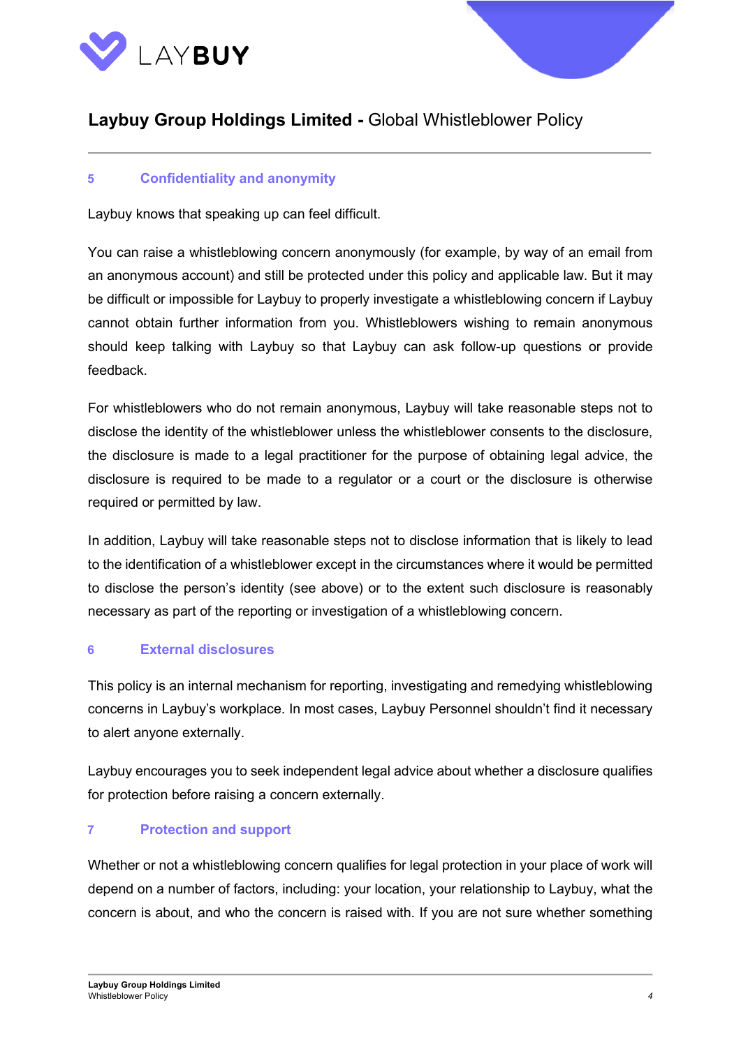## 5 Confidentiality and anonymity

Laybuy knows that speaking up can feel difficult.

You can raise a whistleblowing concern anonymously (for example, by way of an email from an anonymous account) and still be protected under this policy and applicable law. But it may be difficult or impossible for Laybuy to properly investigate a whistleblowing concern if Laybuy cannot obtain further information from you. Whistleblowers wishing to remain anonymous should keep talking with Laybuy so that Laybuy can ask follow-up questions or provide feedback.

For whistleblowers who do not remain anonymous, Laybuy will take reasonable steps not to disclose the identity of the whistleblower unless the whistleblower consents to the disclosure, the disclosure is made to a legal practitioner for the purpose of obtaining legal advice, the disclosure is required to be made to a regulator or a court or the disclosure is otherwise required or permitted by law.

In addition, Laybuy will take reasonable steps not to disclose information that is likely to lead to the identification of a whistleblower except in the circumstances where it would be permitted to disclose the person's identity (see above) or to the extent such disclosure is reasonably necessary as part of the reporting or investigation of a whistleblowing concern.

## 6 External disclosures

This policy is an internal mechanism for reporting, investigating and remedying whistleblowing concerns in Laybuy's workplace. In most cases, Laybuy Personnel shouldn't find it necessary to alert anyone externally.

Laybuy encourages you to seek independent legal advice about whether a disclosure qualifies for protection before raising a concern externally.

## 7 Protection and support

Whether or not a whistleblowing concern qualifies for legal protection in your place of work will depend on a number of factors, including: your location, your relationship to Laybuy, what the concern is about, and who the concern is raised with. If you are not sure whether something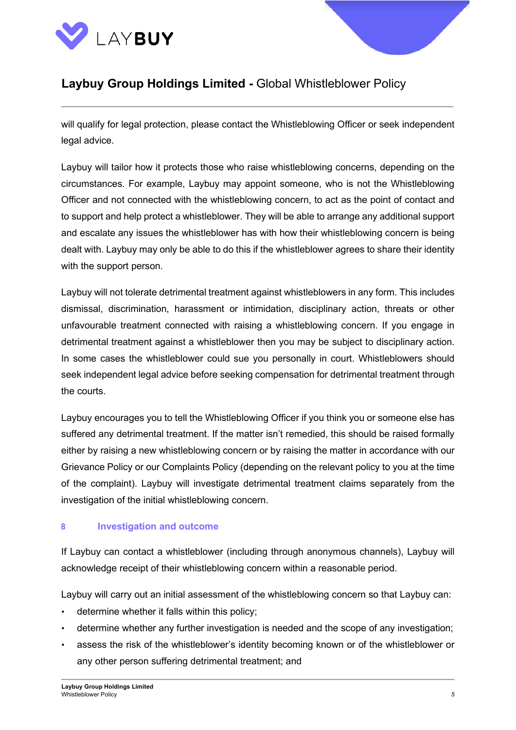will qualify for legal protection, please contact the Whistleblowing Officer or seek independent legal advice.

Laybuy will tailor how it protects those who raise whistleblowing concerns, depending on the circumstances. For example, Laybuy may appoint someone, who is not the Whistleblowing Officer and not connected with the whistleblowing concern, to act as the point of contact and to support and help protect a whistleblower. They will be able to arrange any additional support and escalate any issues the whistleblower has with how their whistleblowing concern is being dealt with. Laybuy may only be able to do this if the whistleblower agrees to share their identity with the support person.

Laybuy will not tolerate detrimental treatment against whistleblowers in any form. This includes dismissal, discrimination, harassment or intimidation, disciplinary action, threats or other unfavourable treatment connected with raising a whistleblowing concern. If you engage in detrimental treatment against a whistleblower then you may be subject to disciplinary action. In some cases the whistleblower could sue you personally in court. Whistleblowers should seek independent legal advice before seeking compensation for detrimental treatment through the courts.

Laybuy encourages you to tell the Whistleblowing Officer if you think you or someone else has suffered any detrimental treatment. If the matter isn't remedied, this should be raised formally either by raising a new whistleblowing concern or by raising the matter in accordance with our Grievance Policy or our Complaints Policy (depending on the relevant policy to you at the time of the complaint). Laybuy will investigate detrimental treatment claims separately from the investigation of the initial whistleblowing concern.

## 8 Investigation and outcome

If Laybuy can contact a whistleblower (including through anonymous channels), Laybuy will acknowledge receipt of their whistleblowing concern within a reasonable period.

Laybuy will carry out an initial assessment of the whistleblowing concern so that Laybuy can:

- determine whether it falls within this policy;
- determine whether any further investigation is needed and the scope of any investigation;
- assess the risk of the whistleblower's identity becoming known or of the whistleblower or any other person suffering detrimental treatment; and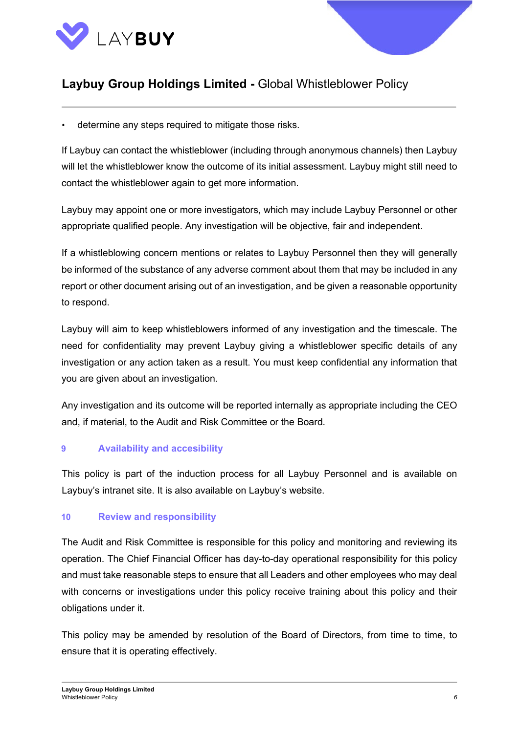- determine any steps required to mitigate those risks.

If Laybuy can contact the whistleblower (including through anonymous channels) then Laybuy will let the whistleblower know the outcome of its initial assessment. Laybuy might still need to contact the whistleblower again to get more information.

Laybuy may appoint one or more investigators, which may include Laybuy Personnel or other appropriate qualified people. Any investigation will be objective, fair and independent.

If a whistleblowing concern mentions or relates to Laybuy Personnel then they will generally be informed of the substance of any adverse comment about them that may be included in any report or other document arising out of an investigation, and be given a reasonable opportunity to respond.

Laybuy will aim to keep whistleblowers informed of any investigation and the timescale. The need for confidentiality may prevent Laybuy giving a whistleblower specific details of any investigation or any action taken as a result. You must keep confidential any information that you are given about an investigation.

Any investigation and its outcome will be reported internally as appropriate including the CEO and, if material, to the Audit and Risk Committee or the Board.

## 9 Availability and accesibility

This policy is part of the induction process for all Laybuy Personnel and is available on Laybuy's intranet site. It is also available on Laybuy's website.

## 10 Review and responsibility

The Audit and Risk Committee is responsible for this policy and monitoring and reviewing its operation. The Chief Financial Officer has day-to-day operational responsibility for this policy and must take reasonable steps to ensure that all Leaders and other employees who may deal with concerns or investigations under this policy receive training about this policy and their obligations under it.

This policy may be amended by resolution of the Board of Directors, from time to time, to ensure that it is operating effectively.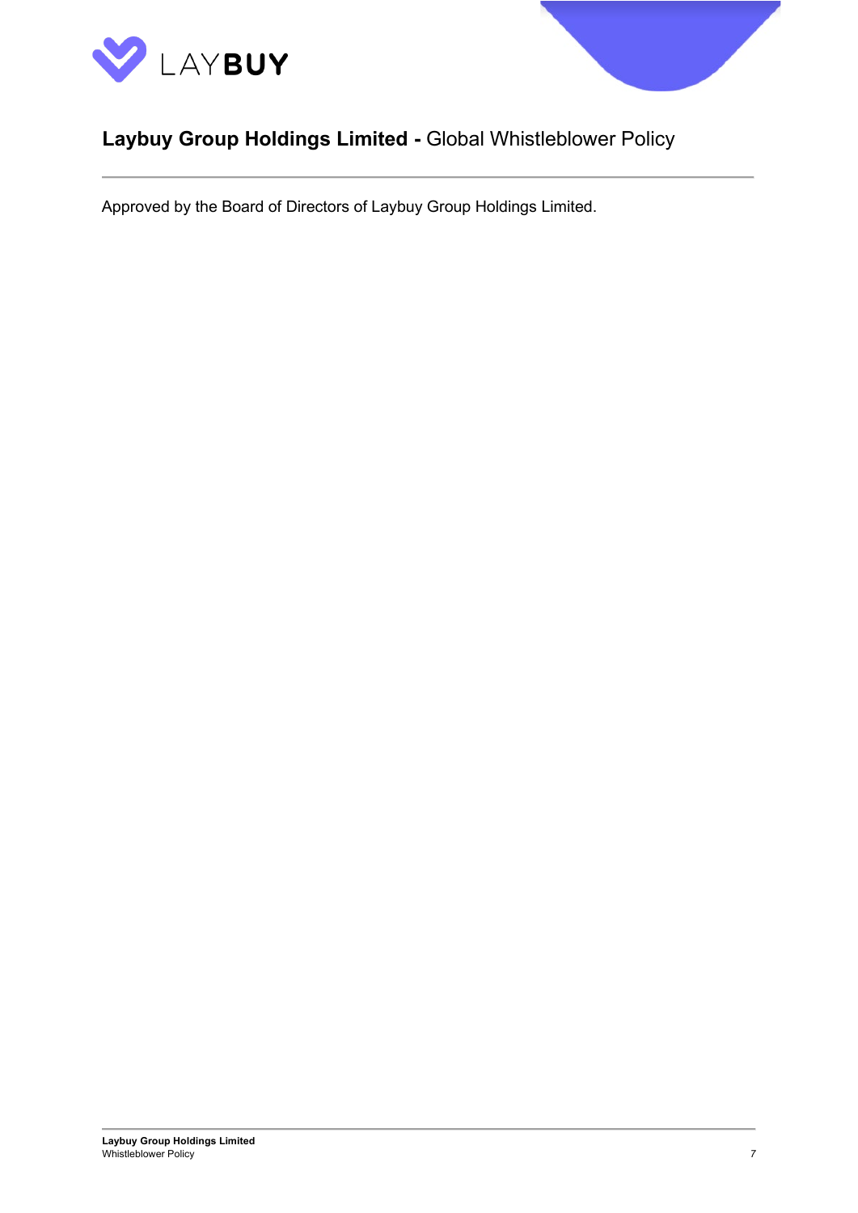**Laybuy Group Holdings Limited -** Global Whistleblower Policy

---

Approved by the Board of Directors of Laybuy Group Holdings Limited.